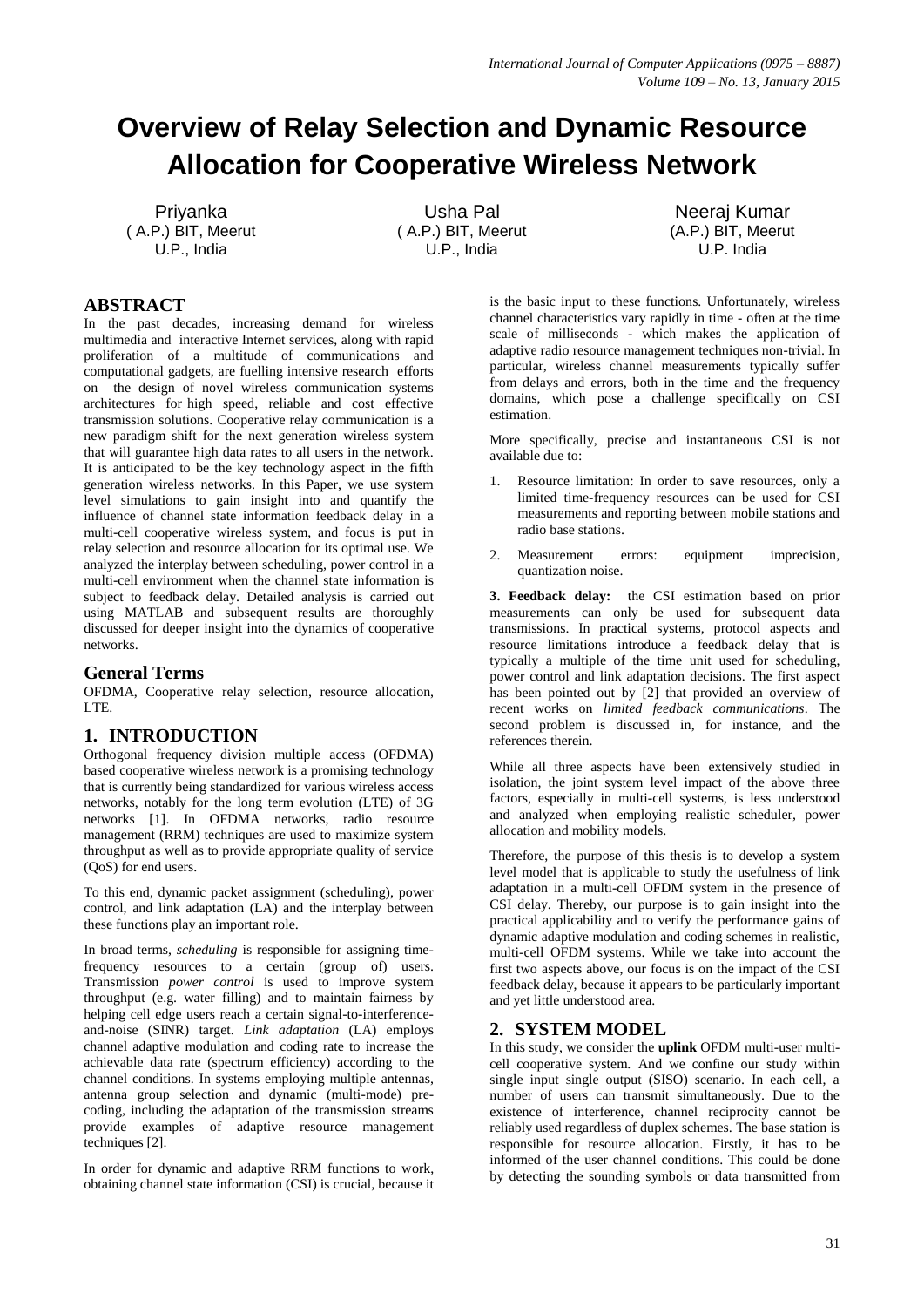# Overview of Relay Selection and Dynamic Resource Allocation for Cooperative Wireless Network

Priyanka
( A.P.) BIT, Meerut
U.P., India

Usha Pal
( A.P.) BIT, Meerut
U.P., India

Neeraj Kumar
(A.P.) BIT, Meerut
U.P. India

## ABSTRACT

In the past decades, increasing demand for wireless multimedia and interactive Internet services, along with rapid proliferation of a multitude of communications and computational gadgets, are fuelling intensive research efforts on the design of novel wireless communication systems architectures for high speed, reliable and cost effective transmission solutions. Cooperative relay communication is a new paradigm shift for the next generation wireless system that will guarantee high data rates to all users in the network. It is anticipated to be the key technology aspect in the fifth generation wireless networks. In this Paper, we use system level simulations to gain insight into and quantify the influence of channel state information feedback delay in a multi-cell cooperative wireless system, and focus is put in relay selection and resource allocation for its optimal use. We analyzed the interplay between scheduling, power control in a multi-cell environment when the channel state information is subject to feedback delay. Detailed analysis is carried out using MATLAB and subsequent results are thoroughly discussed for deeper insight into the dynamics of cooperative networks.

## General Terms

OFDMA, Cooperative relay selection, resource allocation, LTE.

## 1. INTRODUCTION

Orthogonal frequency division multiple access (OFDMA) based cooperative wireless network is a promising technology that is currently being standardized for various wireless access networks, notably for the long term evolution (LTE) of 3G networks [1]. In OFDMA networks, radio resource management (RRM) techniques are used to maximize system throughput as well as to provide appropriate quality of service (QoS) for end users.

To this end, dynamic packet assignment (scheduling), power control, and link adaptation (LA) and the interplay between these functions play an important role.

In broad terms, *scheduling* is responsible for assigning time-frequency resources to a certain (group of) users. Transmission *power control* is used to improve system throughput (e.g. water filling) and to maintain fairness by helping cell edge users reach a certain signal-to-interference-and-noise (SINR) target. *Link adaptation* (LA) employs channel adaptive modulation and coding rate to increase the achievable data rate (spectrum efficiency) according to the channel conditions. In systems employing multiple antennas, antenna group selection and dynamic (multi-mode) pre-coding, including the adaptation of the transmission streams provide examples of adaptive resource management techniques [2].

In order for dynamic and adaptive RRM functions to work, obtaining channel state information (CSI) is crucial, because it is the basic input to these functions. Unfortunately, wireless channel characteristics vary rapidly in time - often at the time scale of milliseconds - which makes the application of adaptive radio resource management techniques non-trivial. In particular, wireless channel measurements typically suffer from delays and errors, both in the time and the frequency domains, which pose a challenge specifically on CSI estimation.

More specifically, precise and instantaneous CSI is not available due to:

1. Resource limitation: In order to save resources, only a limited time-frequency resources can be used for CSI measurements and reporting between mobile stations and radio base stations.
2. Measurement errors: equipment imprecision, quantization noise.

**3. Feedback delay:** the CSI estimation based on prior measurements can only be used for subsequent data transmissions. In practical systems, protocol aspects and resource limitations introduce a feedback delay that is typically a multiple of the time unit used for scheduling, power control and link adaptation decisions. The first aspect has been pointed out by [2] that provided an overview of recent works on *limited feedback communications*. The second problem is discussed in, for instance, and the references therein.

While all three aspects have been extensively studied in isolation, the joint system level impact of the above three factors, especially in multi-cell systems, is less understood and analyzed when employing realistic scheduler, power allocation and mobility models.

Therefore, the purpose of this thesis is to develop a system level model that is applicable to study the usefulness of link adaptation in a multi-cell OFDM system in the presence of CSI delay. Thereby, our purpose is to gain insight into the practical applicability and to verify the performance gains of dynamic adaptive modulation and coding schemes in realistic, multi-cell OFDM systems. While we take into account the first two aspects above, our focus is on the impact of the CSI feedback delay, because it appears to be particularly important and yet little understood area.

## 2. SYSTEM MODEL

In this study, we consider the **uplink** OFDM multi-user multi-cell cooperative system. And we confine our study within single input single output (SISO) scenario. In each cell, a number of users can transmit simultaneously. Due to the existence of interference, channel reciprocity cannot be reliably used regardless of duplex schemes. The base station is responsible for resource allocation. Firstly, it has to be informed of the user channel conditions. This could be done by detecting the sounding symbols or data transmitted from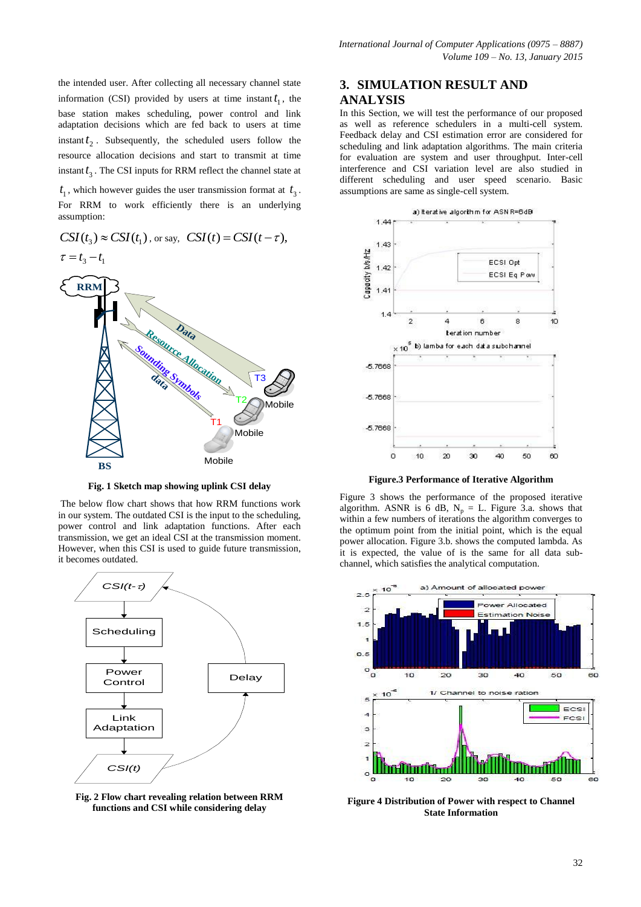the intended user. After collecting all necessary channel state information (CSI) provided by users at time instant $t_1$, the base station makes scheduling, power control and link adaptation decisions which are fed back to users at time instant $t_2$. Subsequently, the scheduled users follow the resource allocation decisions and start to transmit at time instant $t_3$. The CSI inputs for RRM reflect the channel state at $t_1$, which however guides the user transmission format at $t_3$. For RRM to work efficiently there is an underlying assumption:

$CSI(t_3) \approx CSI(t_1)$, or say, $CSI(t) = CSI(t - \tau)$, $\tau = t_3 - t_1$

**Fig. 1 Sketch map showing uplink CSI delay**

The below flow chart shows that how RRM functions work in our system. The outdated CSI is the input to the scheduling, power control and link adaptation functions. After each transmission, we get an ideal CSI at the transmission moment. However, when this CSI is used to guide future transmission, it becomes outdated.

**Fig. 2 Flow chart revealing relation between RRM functions and CSI while considering delay**

## 3. SIMULATION RESULT AND ANALYSIS

In this Section, we will test the performance of our proposed as well as reference schedulers in a multi-cell system. Feedback delay and CSI estimation error are considered for scheduling and link adaptation algorithms. The main criteria for evaluation are system and user throughput. Inter-cell interference and CSI variation level are also studied in different scheduling and user speed scenario. Basic assumptions are same as single-cell system.

**Figure.3 Performance of Iterative Algorithm**

Figure 3 shows the performance of the proposed iterative algorithm. ASNR is 6 dB, $N_p$ = L. Figure 3.a. shows that within a few numbers of iterations the algorithm converges to the optimum point from the initial point, which is the equal power allocation. Figure 3.b. shows the computed lambda. As it is expected, the value of is the same for all data sub-channel, which satisfies the analytical computation.

**Figure 4 Distribution of Power with respect to Channel State Information**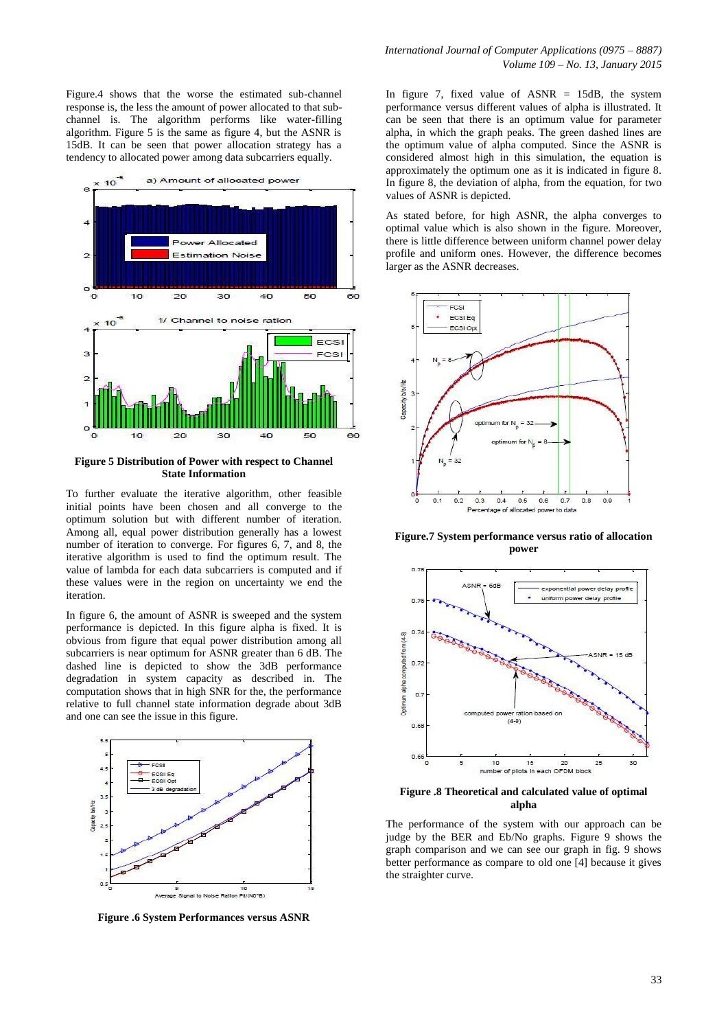Figure.4 shows that the worse the estimated sub-channel response is, the less the amount of power allocated to that sub-channel is. The algorithm performs like water-filling algorithm. Figure 5 is the same as figure 4, but the ASNR is 15dB. It can be seen that power allocation strategy has a tendency to allocated power among data subcarriers equally.

**Figure 5 Distribution of Power with respect to Channel State Information**

To further evaluate the iterative algorithm, other feasible initial points have been chosen and all converge to the optimum solution but with different number of iteration. Among all, equal power distribution generally has a lowest number of iteration to converge. For figures 6, 7, and 8, the iterative algorithm is used to find the optimum result. The value of lambda for each data subcarriers is computed and if these values were in the region on uncertainty we end the iteration.

In figure 6, the amount of ASNR is swept and the system performance is depicted. In this figure alpha is fixed. It is obvious from figure that equal power distribution among all subcarriers is near optimum for ASNR greater than 6 dB. The dashed line is depicted to show the 3dB performance degradation in system capacity as described in. The computation shows that in high SNR for the, the performance relative to full channel state information degrade about 3dB and one can see the issue in this figure.

**Figure .6 System Performances versus ASNR**

In figure 7, fixed value of ASNR = 15dB, the system performance versus different values of alpha is illustrated. It can be seen that there is an optimum value for parameter alpha, in which the graph peaks. The green dashed lines are the optimum value of alpha computed. Since the ASNR is considered almost high in this simulation, the equation is approximately the optimum one as it is indicated in figure 8. In figure 8, the deviation of alpha, from the equation, for two values of ASNR is depicted.

As stated before, for high ASNR, the alpha converges to optimal value which is also shown in the figure. Moreover, there is little difference between uniform channel power delay profile and uniform ones. However, the difference becomes larger as the ASNR decreases.

**Figure.7 System performance versus ratio of allocation power**

**Figure .8 Theoretical and calculated value of optimal alpha**

The performance of the system with our approach can be judge by the BER and Eb/No graphs. Figure 9 shows the graph comparison and we can see our graph in fig. 9 shows better performance as compare to old one [4] because it gives the straighter curve.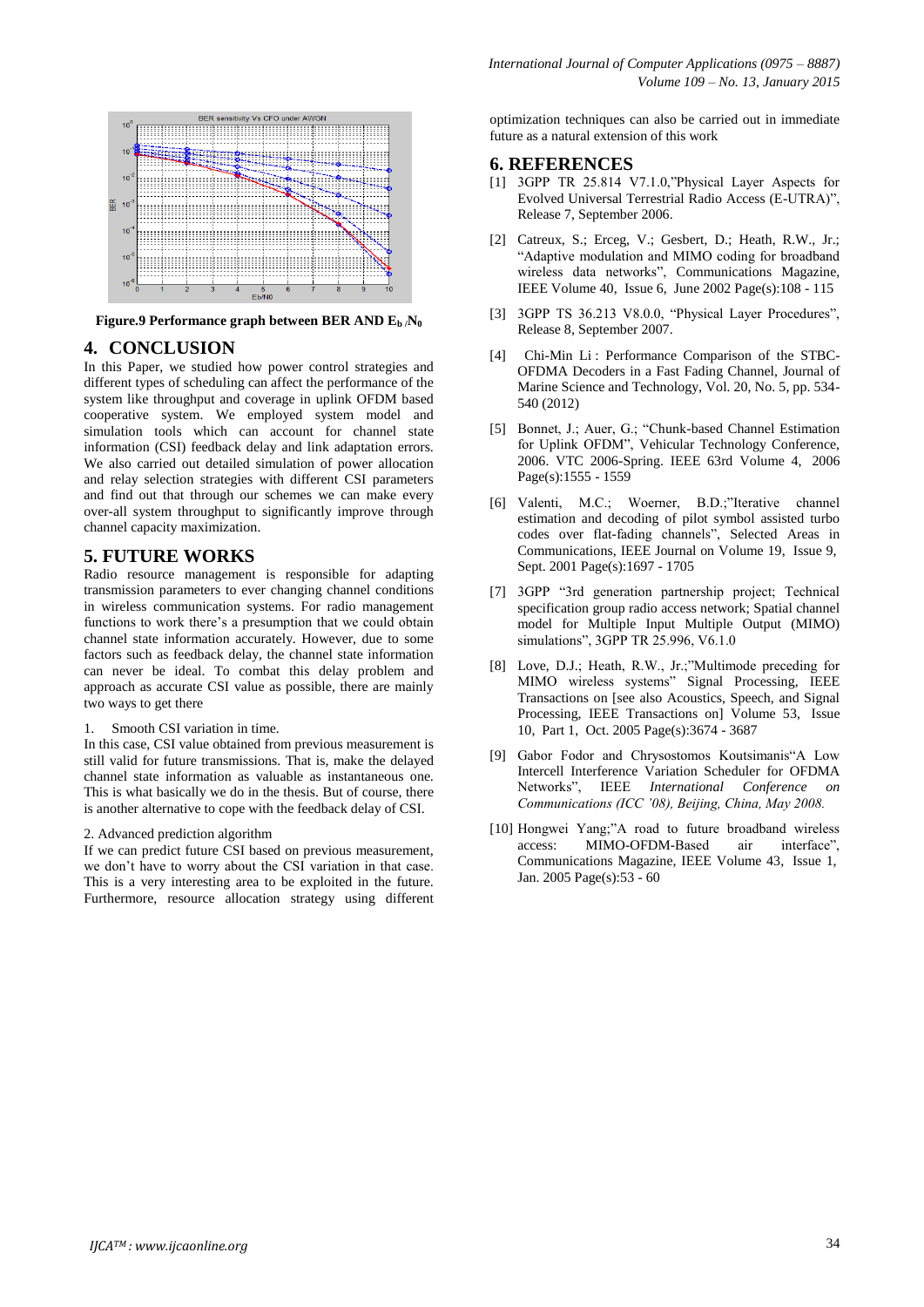BER sensitivity Vs CFO under AWGN

BER

Eb/N0

Figure.9 Performance graph between BER AND $E_b/N_0$

## 4. CONCLUSION

In this Paper, we studied how power control strategies and different types of scheduling can affect the performance of the system like throughput and coverage in uplink OFDM based cooperative system. We employed system model and simulation tools which can account for channel state information (CSI) feedback delay and link adaptation errors. We also carried out detailed simulation of power allocation and relay selection strategies with different CSI parameters and find out that through our schemes we can make every over-all system throughput to significantly improve through channel capacity maximization.

## 5. FUTURE WORKS

Radio resource management is responsible for adapting transmission parameters to ever changing channel conditions in wireless communication systems. For radio management functions to work there's a presumption that we could obtain channel state information accurately. However, due to some factors such as feedback delay, the channel state information can never be ideal. To combat this delay problem and approach as accurate CSI value as possible, there are mainly two ways to get there

1. Smooth CSI variation in time.

In this case, CSI value obtained from previous measurement is still valid for future transmissions. That is, make the delayed channel state information as valuable as instantaneous one. This is what basically we do in the thesis. But of course, there is another alternative to cope with the feedback delay of CSI.

2. Advanced prediction algorithm

If we can predict future CSI based on previous measurement, we don't have to worry about the CSI variation in that case. This is a very interesting area to be exploited in the future. Furthermore, resource allocation strategy using different optimization techniques can also be carried out in immediate future as a natural extension of this work

## 6. REFERENCES

[1] 3GPP TR 25.814 V7.1.0,"Physical Layer Aspects for Evolved Universal Terrestrial Radio Access (E-UTRA)", Release 7, September 2006.

[2] Catreux, S.; Erceg, V.; Gesbert, D.; Heath, R.W., Jr.; "Adaptive modulation and MIMO coding for broadband wireless data networks", Communications Magazine, IEEE Volume 40, Issue 6, June 2002 Page(s):108 - 115

[3] 3GPP TS 36.213 V8.0.0, "Physical Layer Procedures", Release 8, September 2007.

[4] Chi-Min Li : Performance Comparison of the STBC-OFDMA Decoders in a Fast Fading Channel, Journal of Marine Science and Technology, Vol. 20, No. 5, pp. 534-540 (2012)

[5] Bonnet, J.; Auer, G.; "Chunk-based Channel Estimation for Uplink OFDM", Vehicular Technology Conference, 2006. VTC 2006-Spring. IEEE 63rd Volume 4, 2006 Page(s):1555 - 1559

[6] Valenti, M.C.; Woerner, B.D.;"Iterative channel estimation and decoding of pilot symbol assisted turbo codes over flat-fading channels", Selected Areas in Communications, IEEE Journal on Volume 19, Issue 9, Sept. 2001 Page(s):1697 - 1705

[7] 3GPP "3rd generation partnership project; Technical specification group radio access network; Spatial channel model for Multiple Input Multiple Output (MIMO) simulations", 3GPP TR 25.996, V6.1.0

[8] Love, D.J.; Heath, R.W., Jr.;"Multimode preceding for MIMO wireless systems" Signal Processing, IEEE Transactions on [see also Acoustics, Speech, and Signal Processing, IEEE Transactions on] Volume 53, Issue 10, Part 1, Oct. 2005 Page(s):3674 - 3687

[9] Gabor Fodor and Chrysostomos Koutsimanis"A Low Intercell Interference Variation Scheduler for OFDMA Networks", IEEE *International Conference on Communications (ICC '08), Beijing, China, May 2008.*

[10] Hongwei Yang;"A road to future broadband wireless access: MIMO-OFDM-Based air interface", Communications Magazine, IEEE Volume 43, Issue 1, Jan. 2005 Page(s):53 - 60